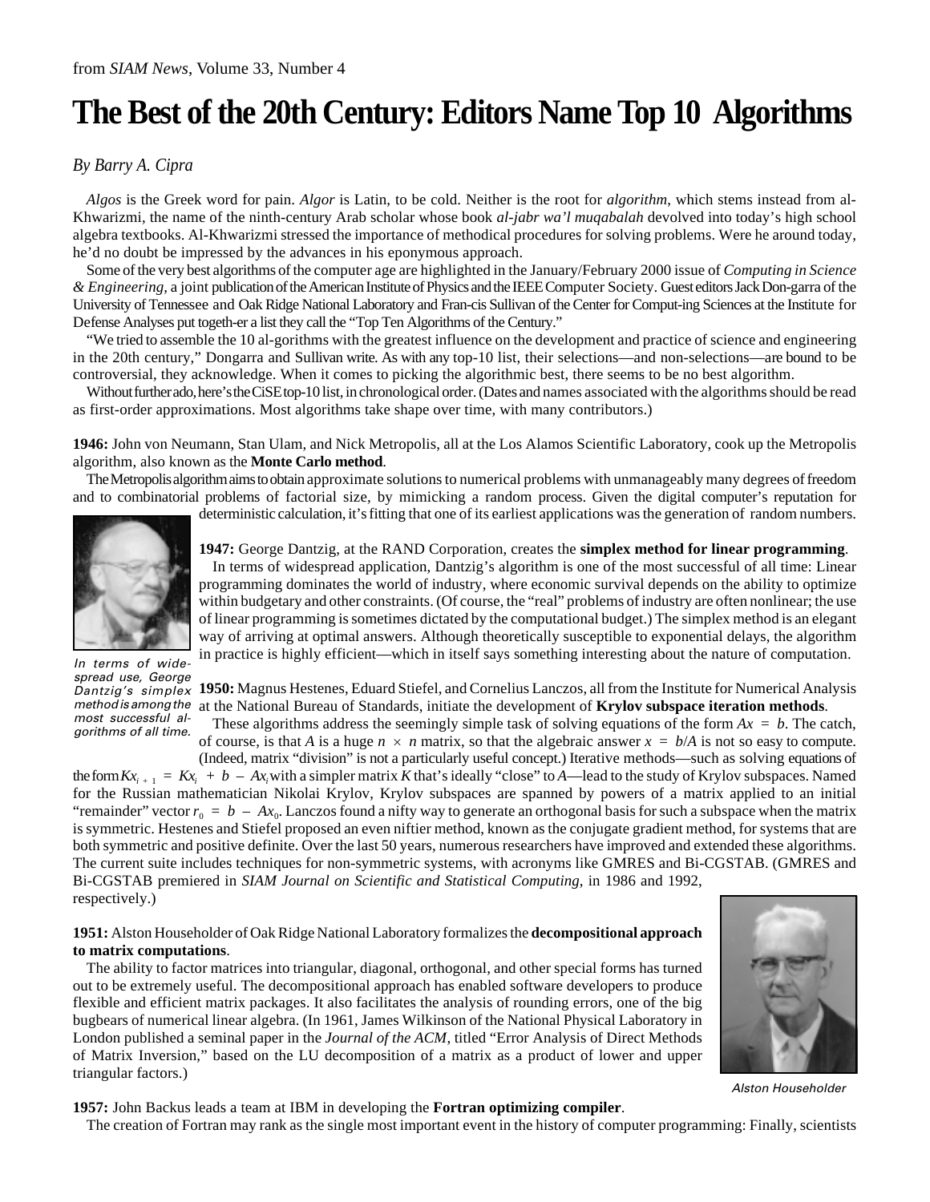from *SIAM News*, Volume 33, Number 4

# The Best of the 20th Century: Editors Name Top 10 Algorithms

*By Barry A. Cipra*

*Algos* is the Greek word for pain. *Algor* is Latin, to be cold. Neither is the root for *algorithm*, which stems instead from al-Khwarizmi, the name of the ninth-century Arab scholar whose book *al-jabr wa'l muqabalah* devolved into today's high school algebra textbooks. Al-Khwarizmi stressed the importance of methodical procedures for solving problems. Were he around today, he'd no doubt be impressed by the advances in his eponymous approach.

Some of the very best algorithms of the computer age are highlighted in the January/February 2000 issue of *Computing in Science & Engineering*, a joint publication of the American Institute of Physics and the IEEE Computer Society. Guest editors Jack Don-garra of the University of Tennessee and Oak Ridge National Laboratory and Fran-cis Sullivan of the Center for Comput-ing Sciences at the Institute for Defense Analyses put togeth-er a list they call the "Top Ten Algorithms of the Century."

"We tried to assemble the 10 al-gorithms with the greatest influence on the development and practice of science and engineering in the 20th century," Dongarra and Sullivan write. As with any top-10 list, their selections—and non-selections—are bound to be controversial, they acknowledge. When it comes to picking the algorithmic best, there seems to be no best algorithm.

Without further ado, here's the CiSE top-10 list, in chronological order. (Dates and names associated with the algorithms should be read as first-order approximations. Most algorithms take shape over time, with many contributors.)

**1946:** John von Neumann, Stan Ulam, and Nick Metropolis, all at the Los Alamos Scientific Laboratory, cook up the Metropolis algorithm, also known as the **Monte Carlo method**.

The Metropolis algorithm aims to obtain approximate solutions to numerical problems with unmanageably many degrees of freedom and to combinatorial problems of factorial size, by mimicking a random process. Given the digital computer's reputation for deterministic calculation, it's fitting that one of its earliest applications was the generation of random numbers.

**1947:** George Dantzig, at the RAND Corporation, creates the **simplex method for linear programming**.

In terms of widespread application, Dantzig's algorithm is one of the most successful of all time: Linear programming dominates the world of industry, where economic survival depends on the ability to optimize within budgetary and other constraints. (Of course, the "real" problems of industry are often nonlinear; the use of linear programming is sometimes dictated by the computational budget.) The simplex method is an elegant way of arriving at optimal answers. Although theoretically susceptible to exponential delays, the algorithm in practice is highly efficient—which in itself says something interesting about the nature of computation.

*In terms of widespread use, George Dantzig's simplex method is among the most successful algorithms of all time.*

**1950:** Magnus Hestenes, Eduard Stiefel, and Cornelius Lanczos, all from the Institute for Numerical Analysis at the National Bureau of Standards, initiate the development of **Krylov subspace iteration methods**.

These algorithms address the seemingly simple task of solving equations of the form $Ax = b$. The catch, of course, is that $A$ is a huge $n \times n$ matrix, so that the algebraic answer $x = b/A$ is not so easy to compute. (Indeed, matrix "division" is not a particularly useful concept.) Iterative methods—such as solving equations of the form $Kx_{i+1} = Kx_i + b - Ax_i$ with a simpler matrix $K$ that's ideally "close" to $A$—lead to the study of Krylov subspaces. Named for the Russian mathematician Nikolai Krylov, Krylov subspaces are spanned by powers of a matrix applied to an initial "remainder" vector $r_0 = b - Ax_0$. Lanczos found a nifty way to generate an orthogonal basis for such a subspace when the matrix is symmetric. Hestenes and Stiefel proposed an even niftier method, known as the conjugate gradient method, for systems that are both symmetric and positive definite. Over the last 50 years, numerous researchers have improved and extended these algorithms. The current suite includes techniques for non-symmetric systems, with acronyms like GMRES and Bi-CGSTAB. (GMRES and Bi-CGSTAB premiered in *SIAM Journal on Scientific and Statistical Computing*, in 1986 and 1992, respectively.)

**1951:** Alston Householder of Oak Ridge National Laboratory formalizes the **decompositional approach to matrix computations**.

The ability to factor matrices into triangular, diagonal, orthogonal, and other special forms has turned out to be extremely useful. The decompositional approach has enabled software developers to produce flexible and efficient matrix packages. It also facilitates the analysis of rounding errors, one of the big bugbears of numerical linear algebra. (In 1961, James Wilkinson of the National Physical Laboratory in London published a seminal paper in the *Journal of the ACM*, titled "Error Analysis of Direct Methods of Matrix Inversion," based on the LU decomposition of a matrix as a product of lower and upper triangular factors.)

*Alston Householder*

**1957:** John Backus leads a team at IBM in developing the **Fortran optimizing compiler**.

The creation of Fortran may rank as the single most important event in the history of computer programming: Finally, scientists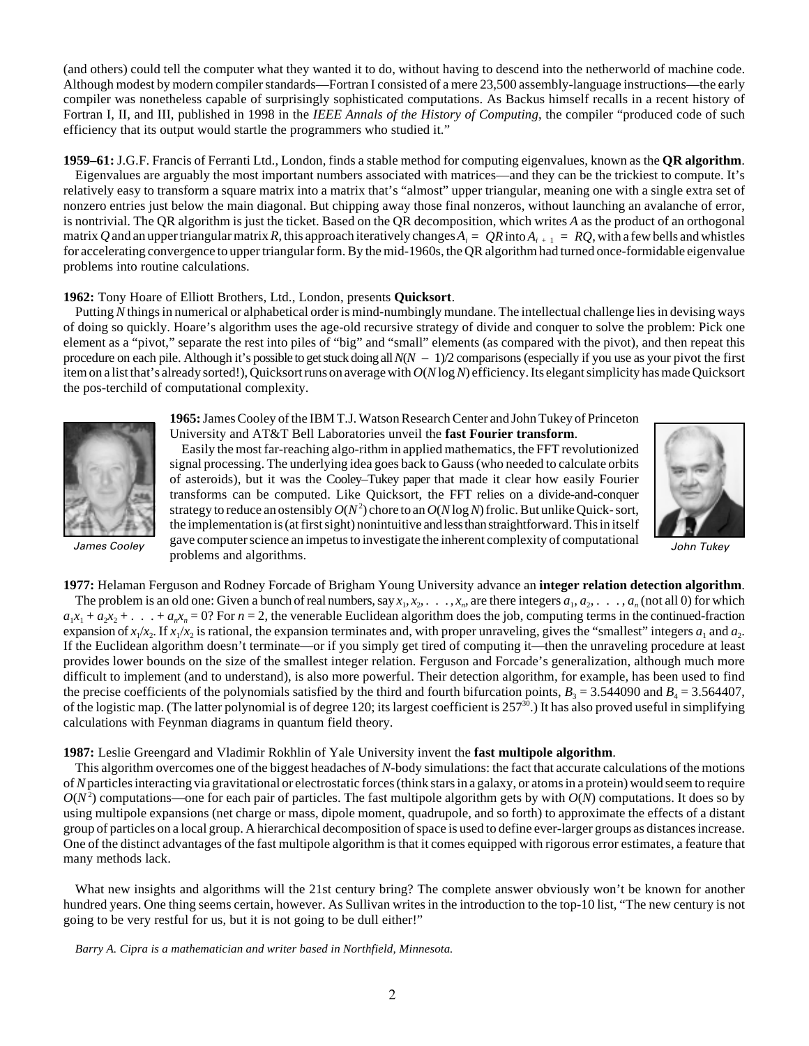(and others) could tell the computer what they wanted it to do, without having to descend into the netherworld of machine code. Although modest by modern compiler standards—Fortran I consisted of a mere 23,500 assembly-language instructions—the early compiler was nonetheless capable of surprisingly sophisticated computations. As Backus himself recalls in a recent history of Fortran I, II, and III, published in 1998 in the *IEEE Annals of the History of Computing*, the compiler "produced code of such efficiency that its output would startle the programmers who studied it."

**1959–61:** J.G.F. Francis of Ferranti Ltd., London, finds a stable method for computing eigenvalues, known as the **QR algorithm**.

Eigenvalues are arguably the most important numbers associated with matrices—and they can be the trickiest to compute. It's relatively easy to transform a square matrix into a matrix that's "almost" upper triangular, meaning one with a single extra set of nonzero entries just below the main diagonal. But chipping away those final nonzeros, without launching an avalanche of error, is nontrivial. The QR algorithm is just the ticket. Based on the QR decomposition, which writes $A$ as the product of an orthogonal matrix $Q$ and an upper triangular matrix $R$, this approach iteratively changes $A_i = QR$ into $A_{i+1} = RQ$, with a few bells and whistles for accelerating convergence to upper triangular form. By the mid-1960s, the QR algorithm had turned once-formidable eigenvalue problems into routine calculations.

**1962:** Tony Hoare of Elliott Brothers, Ltd., London, presents **Quicksort**.

Putting $N$ things in numerical or alphabetical order is mind-numbingly mundane. The intellectual challenge lies in devising ways of doing so quickly. Hoare's algorithm uses the age-old recursive strategy of divide and conquer to solve the problem: Pick one element as a "pivot," separate the rest into piles of "big" and "small" elements (as compared with the pivot), and then repeat this procedure on each pile. Although it's possible to get stuck doing all $N(N - 1)/2$ comparisons (especially if you use as your pivot the first item on a list that's already sorted!), Quicksort runs on average with $O(N \log N)$ efficiency. Its elegant simplicity has made Quicksort the pos-terchild of computational complexity.

**1965:** James Cooley of the IBM T.J. Watson Research Center and John Tukey of Princeton University and AT&T Bell Laboratories unveil the **fast Fourier transform**.

Easily the most far-reaching algo-rithm in applied mathematics, the FFT revolutionized signal processing. The underlying idea goes back to Gauss (who needed to calculate orbits of asteroids), but it was the Cooley–Tukey paper that made it clear how easily Fourier transforms can be computed. Like Quicksort, the FFT relies on a divide-and-conquer strategy to reduce an ostensibly $O(N^2)$ chore to an $O(N \log N)$ frolic. But unlike Quick- sort, the implementation is (at first sight) nonintuitive and less than straightforward. This in itself gave computer science an impetus to investigate the inherent complexity of computational problems and algorithms.

James Cooley

John Tukey

**1977:** Helaman Ferguson and Rodney Forcade of Brigham Young University advance an **integer relation detection algorithm**.

The problem is an old one: Given a bunch of real numbers, say $x_1, x_2, \ldots, x_n$, are there integers $a_1, a_2, \ldots, a_n$ (not all 0) for which $a_1x_1 + a_2x_2 + \ldots + a_nx_n = 0$? For $n = 2$, the venerable Euclidean algorithm does the job, computing terms in the continued-fraction expansion of $x_1/x_2$. If $x_1/x_2$ is rational, the expansion terminates and, with proper unraveling, gives the "smallest" integers $a_1$ and $a_2$. If the Euclidean algorithm doesn't terminate—or if you simply get tired of computing it—then the unraveling procedure at least provides lower bounds on the size of the smallest integer relation. Ferguson and Forcade's generalization, although much more difficult to implement (and to understand), is also more powerful. Their detection algorithm, for example, has been used to find the precise coefficients of the polynomials satisfied by the third and fourth bifurcation points, $B_3 = 3.544090$ and $B_4 = 3.564407$, of the logistic map. (The latter polynomial is of degree 120; its largest coefficient is $257^{30}$.) It has also proved useful in simplifying calculations with Feynman diagrams in quantum field theory.

**1987:** Leslie Greengard and Vladimir Rokhlin of Yale University invent the **fast multipole algorithm**.

This algorithm overcomes one of the biggest headaches of $N$-body simulations: the fact that accurate calculations of the motions of $N$ particles interacting via gravitational or electrostatic forces (think stars in a galaxy, or atoms in a protein) would seem to require $O(N^2)$ computations—one for each pair of particles. The fast multipole algorithm gets by with $O(N)$ computations. It does so by using multipole expansions (net charge or mass, dipole moment, quadrupole, and so forth) to approximate the effects of a distant group of particles on a local group. A hierarchical decomposition of space is used to define ever-larger groups as distances increase. One of the distinct advantages of the fast multipole algorithm is that it comes equipped with rigorous error estimates, a feature that many methods lack.

What new insights and algorithms will the 21st century bring? The complete answer obviously won't be known for another hundred years. One thing seems certain, however. As Sullivan writes in the introduction to the top-10 list, "The new century is not going to be very restful for us, but it is not going to be dull either!"

*Barry A. Cipra is a mathematician and writer based in Northfield, Minnesota.*